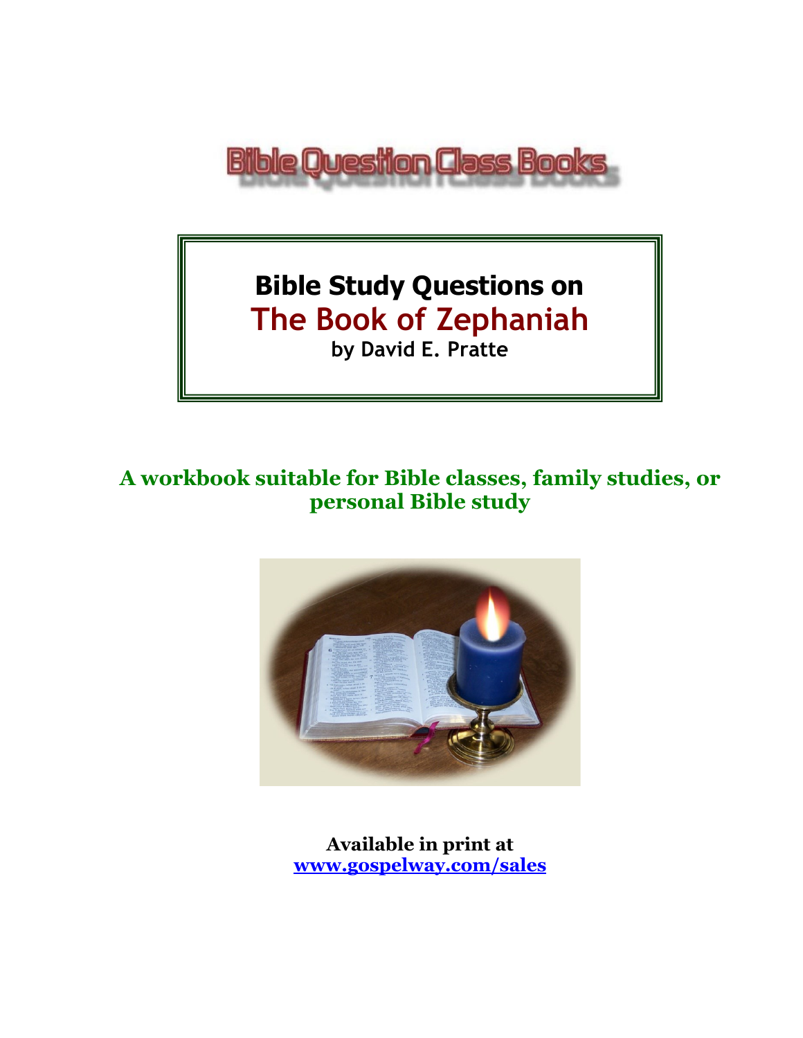Bible Question Class Books

# Bible Study Questions on
# The Book of Zephaniah
**by David E. Pratte**

**A workbook suitable for Bible classes, family studies, or personal Bible study**

**Available in print at**
**[www.gospelway.com/sales](www.gospelway.com/sales)**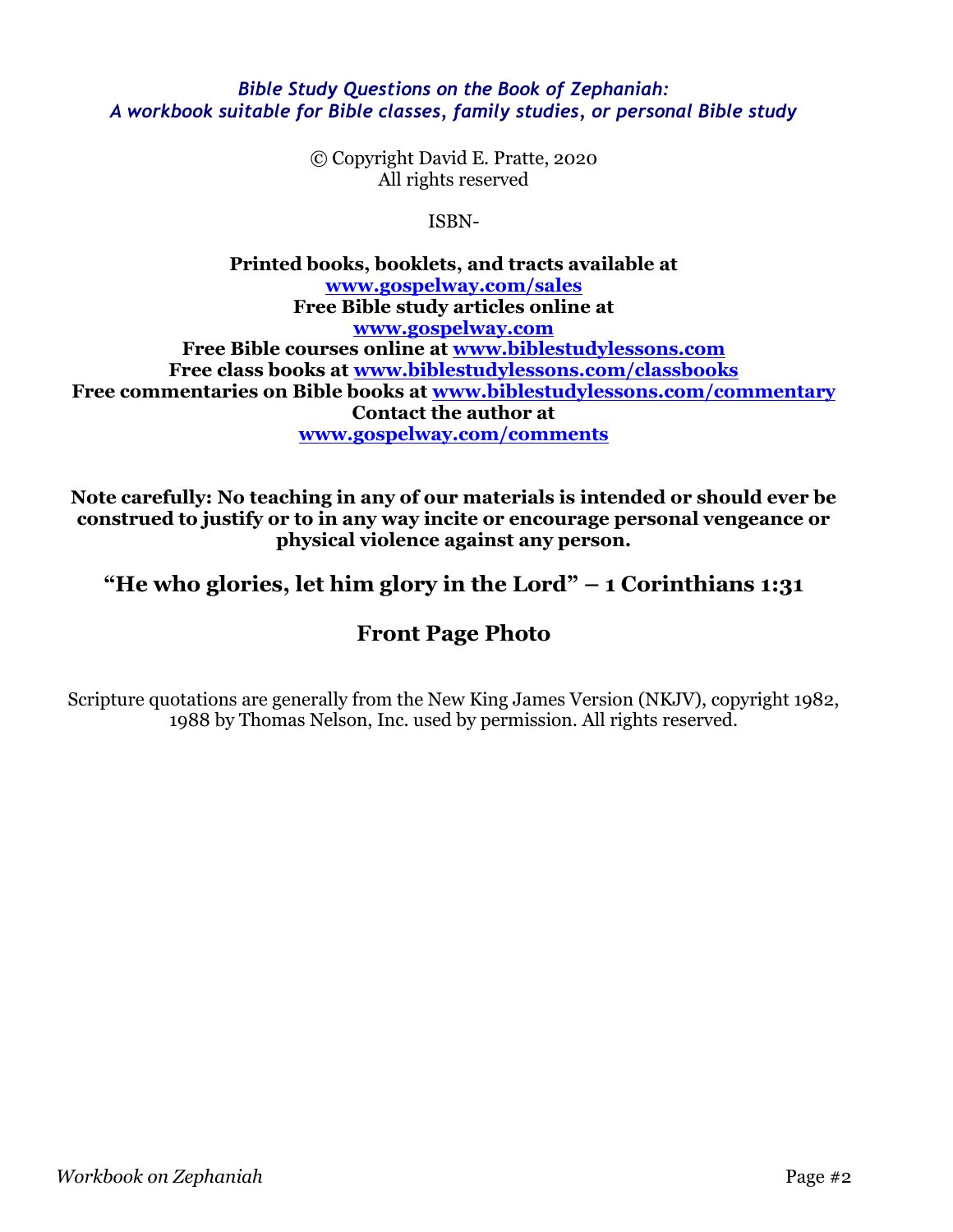*Bible Study Questions on the Book of Zephaniah:*
*A workbook suitable for Bible classes, family studies, or personal Bible study*

© Copyright David E. Pratte, 2020
All rights reserved

ISBN-

**Printed books, booklets, and tracts available at**
**www.gospelway.com/sales**
**Free Bible study articles online at**
**www.gospelway.com**
**Free Bible courses online at www.biblestudylessons.com**
**Free class books at www.biblestudylessons.com/classbooks**
**Free commentaries on Bible books at www.biblestudylessons.com/commentary**
**Contact the author at**
**www.gospelway.com/comments**

**Note carefully: No teaching in any of our materials is intended or should ever be construed to justify or to in any way incite or encourage personal vengeance or physical violence against any person.**

## "He who glories, let him glory in the Lord" – 1 Corinthians 1:31

## Front Page Photo

Scripture quotations are generally from the New King James Version (NKJV), copyright 1982, 1988 by Thomas Nelson, Inc. used by permission. All rights reserved.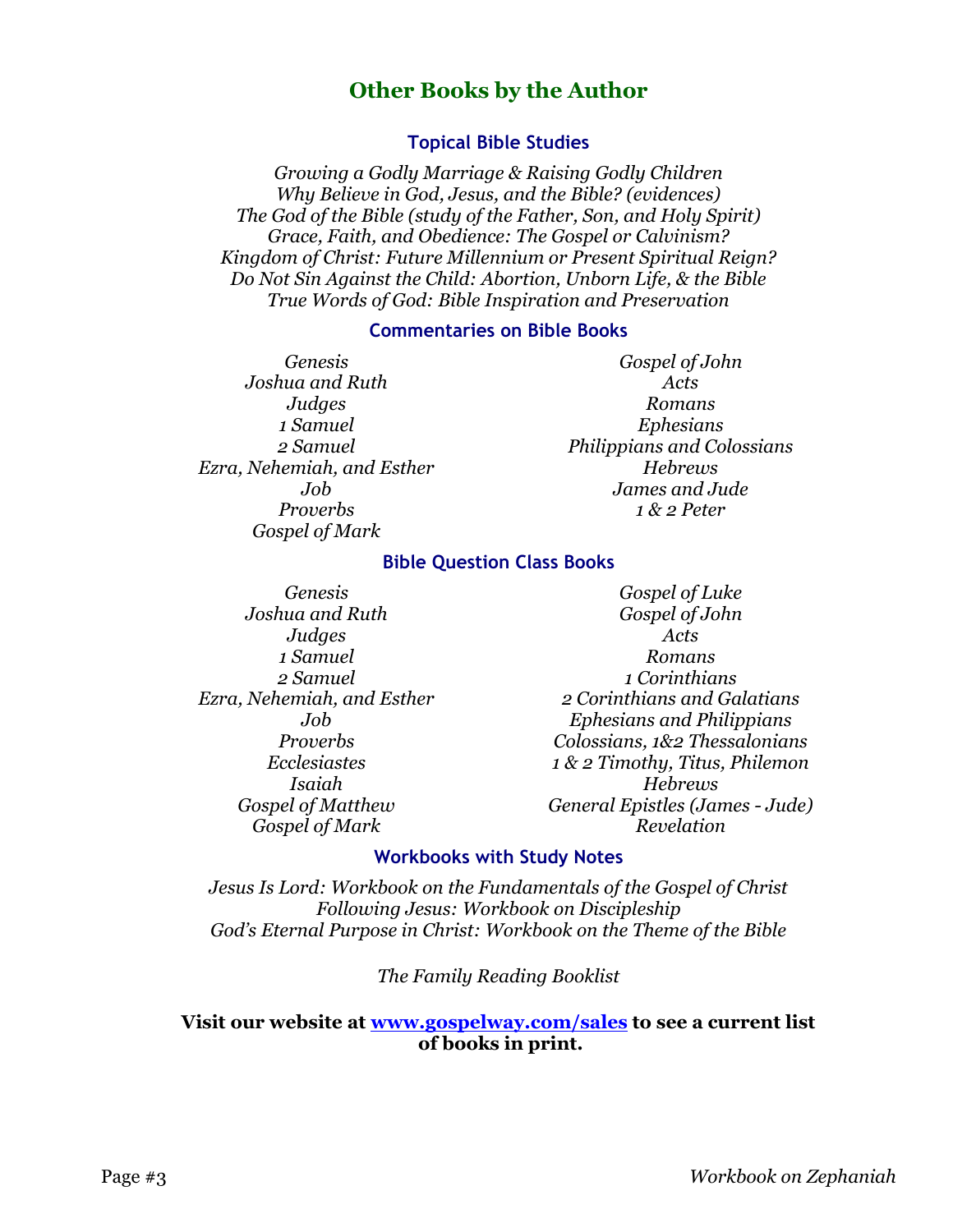## Other Books by the Author

### Topical Bible Studies

*Growing a Godly Marriage & Raising Godly Children*
*Why Believe in God, Jesus, and the Bible? (evidences)*
*The God of the Bible (study of the Father, Son, and Holy Spirit)*
*Grace, Faith, and Obedience: The Gospel or Calvinism?*
*Kingdom of Christ: Future Millennium or Present Spiritual Reign?*
*Do Not Sin Against the Child: Abortion, Unborn Life, & the Bible*
*True Words of God: Bible Inspiration and Preservation*

### Commentaries on Bible Books

*Genesis*
*Joshua and Ruth*
*Judges*
*1 Samuel*
*2 Samuel*
*Ezra, Nehemiah, and Esther*
*Job*
*Proverbs*
*Gospel of Mark*
*Gospel of John*
*Acts*
*Romans*
*Ephesians*
*Philippians and Colossians*
*Hebrews*
*James and Jude*
*1 & 2 Peter*

### Bible Question Class Books

*Genesis*
*Joshua and Ruth*
*Judges*
*1 Samuel*
*2 Samuel*
*Ezra, Nehemiah, and Esther*
*Job*
*Proverbs*
*Ecclesiastes*
*Isaiah*
*Gospel of Matthew*
*Gospel of Mark*
*Gospel of Luke*
*Gospel of John*
*Acts*
*Romans*
*1 Corinthians*
*2 Corinthians and Galatians*
*Ephesians and Philippians*
*Colossians, 1&2 Thessalonians*
*1 & 2 Timothy, Titus, Philemon*
*Hebrews*
*General Epistles (James - Jude)*
*Revelation*

### Workbooks with Study Notes

*Jesus Is Lord: Workbook on the Fundamentals of the Gospel of Christ*
*Following Jesus: Workbook on Discipleship*
*God's Eternal Purpose in Christ: Workbook on the Theme of the Bible*

*The Family Reading Booklist*

**Visit our website at [www.gospelway.com/sales](http://www.gospelway.com/sales) to see a current list of books in print.**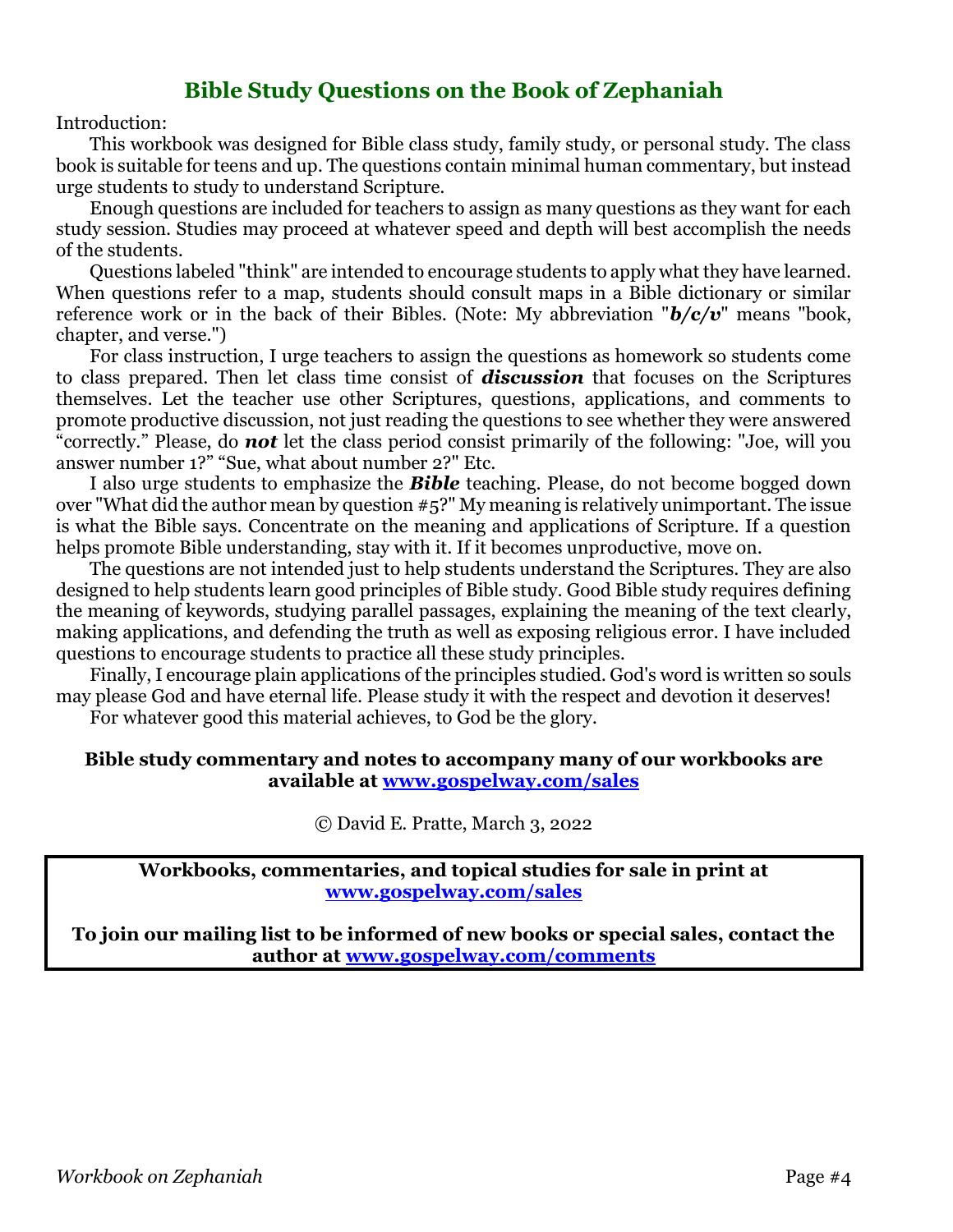## Bible Study Questions on the Book of Zephaniah

Introduction:

This workbook was designed for Bible class study, family study, or personal study. The class book is suitable for teens and up. The questions contain minimal human commentary, but instead urge students to study to understand Scripture.

Enough questions are included for teachers to assign as many questions as they want for each study session. Studies may proceed at whatever speed and depth will best accomplish the needs of the students.

Questions labeled "think" are intended to encourage students to apply what they have learned. When questions refer to a map, students should consult maps in a Bible dictionary or similar reference work or in the back of their Bibles. (Note: My abbreviation "***b/c/v***" means "book, chapter, and verse.")

For class instruction, I urge teachers to assign the questions as homework so students come to class prepared. Then let class time consist of ***discussion*** that focuses on the Scriptures themselves. Let the teacher use other Scriptures, questions, applications, and comments to promote productive discussion, not just reading the questions to see whether they were answered "correctly." Please, do ***not*** let the class period consist primarily of the following: "Joe, will you answer number 1?" "Sue, what about number 2?" Etc.

I also urge students to emphasize the ***Bible*** teaching. Please, do not become bogged down over "What did the author mean by question #5?" My meaning is relatively unimportant. The issue is what the Bible says. Concentrate on the meaning and applications of Scripture. If a question helps promote Bible understanding, stay with it. If it becomes unproductive, move on.

The questions are not intended just to help students understand the Scriptures. They are also designed to help students learn good principles of Bible study. Good Bible study requires defining the meaning of keywords, studying parallel passages, explaining the meaning of the text clearly, making applications, and defending the truth as well as exposing religious error. I have included questions to encourage students to practice all these study principles.

Finally, I encourage plain applications of the principles studied. God's word is written so souls may please God and have eternal life. Please study it with the respect and devotion it deserves!

For whatever good this material achieves, to God be the glory.

**Bible study commentary and notes to accompany many of our workbooks are available at www.gospelway.com/sales**

© David E. Pratte, March 3, 2022

**Workbooks, commentaries, and topical studies for sale in print at www.gospelway.com/sales**

**To join our mailing list to be informed of new books or special sales, contact the author at www.gospelway.com/comments**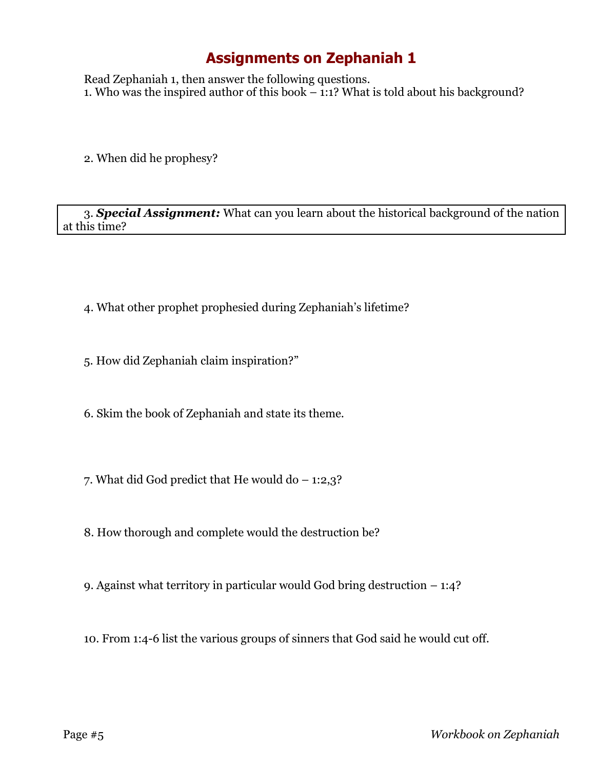# Assignments on Zephaniah 1

Read Zephaniah 1, then answer the following questions.

1. Who was the inspired author of this book – 1:1? What is told about his background?

2. When did he prophesy?

3. ***Special Assignment:*** What can you learn about the historical background of the nation at this time?

4. What other prophet prophesied during Zephaniah's lifetime?

5. How did Zephaniah claim inspiration?"

6. Skim the book of Zephaniah and state its theme.

7. What did God predict that He would do – 1:2,3?

8. How thorough and complete would the destruction be?

9. Against what territory in particular would God bring destruction – 1:4?

10. From 1:4-6 list the various groups of sinners that God said he would cut off.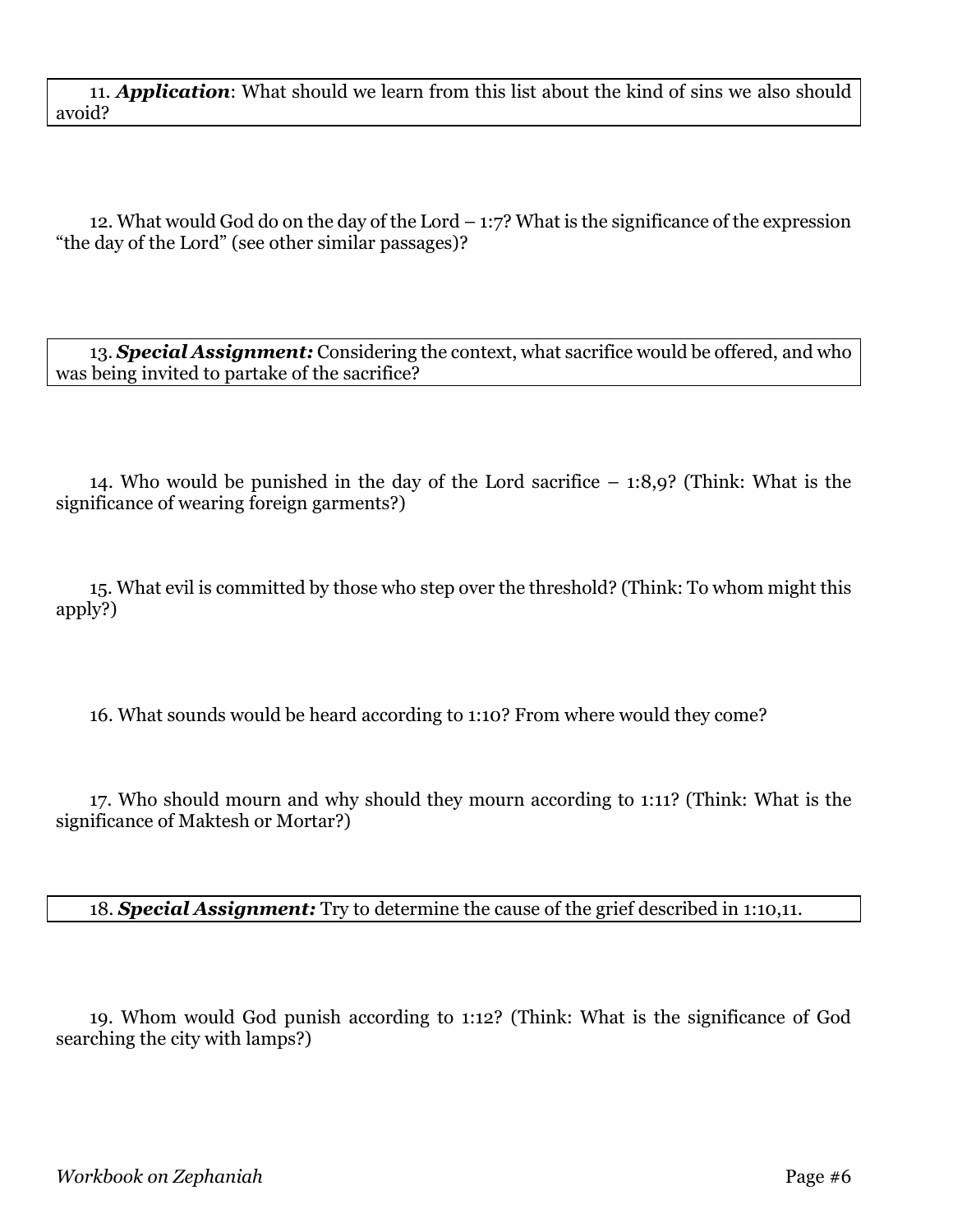11. ***Application***: What should we learn from this list about the kind of sins we also should avoid?

12. What would God do on the day of the Lord – 1:7? What is the significance of the expression "the day of the Lord" (see other similar passages)?

13. ***Special Assignment:*** Considering the context, what sacrifice would be offered, and who was being invited to partake of the sacrifice?

14. Who would be punished in the day of the Lord sacrifice – 1:8,9? (Think: What is the significance of wearing foreign garments?)

15. What evil is committed by those who step over the threshold? (Think: To whom might this apply?)

16. What sounds would be heard according to 1:10? From where would they come?

17. Who should mourn and why should they mourn according to 1:11? (Think: What is the significance of Maktesh or Mortar?)

18. ***Special Assignment:*** Try to determine the cause of the grief described in 1:10,11.

19. Whom would God punish according to 1:12? (Think: What is the significance of God searching the city with lamps?)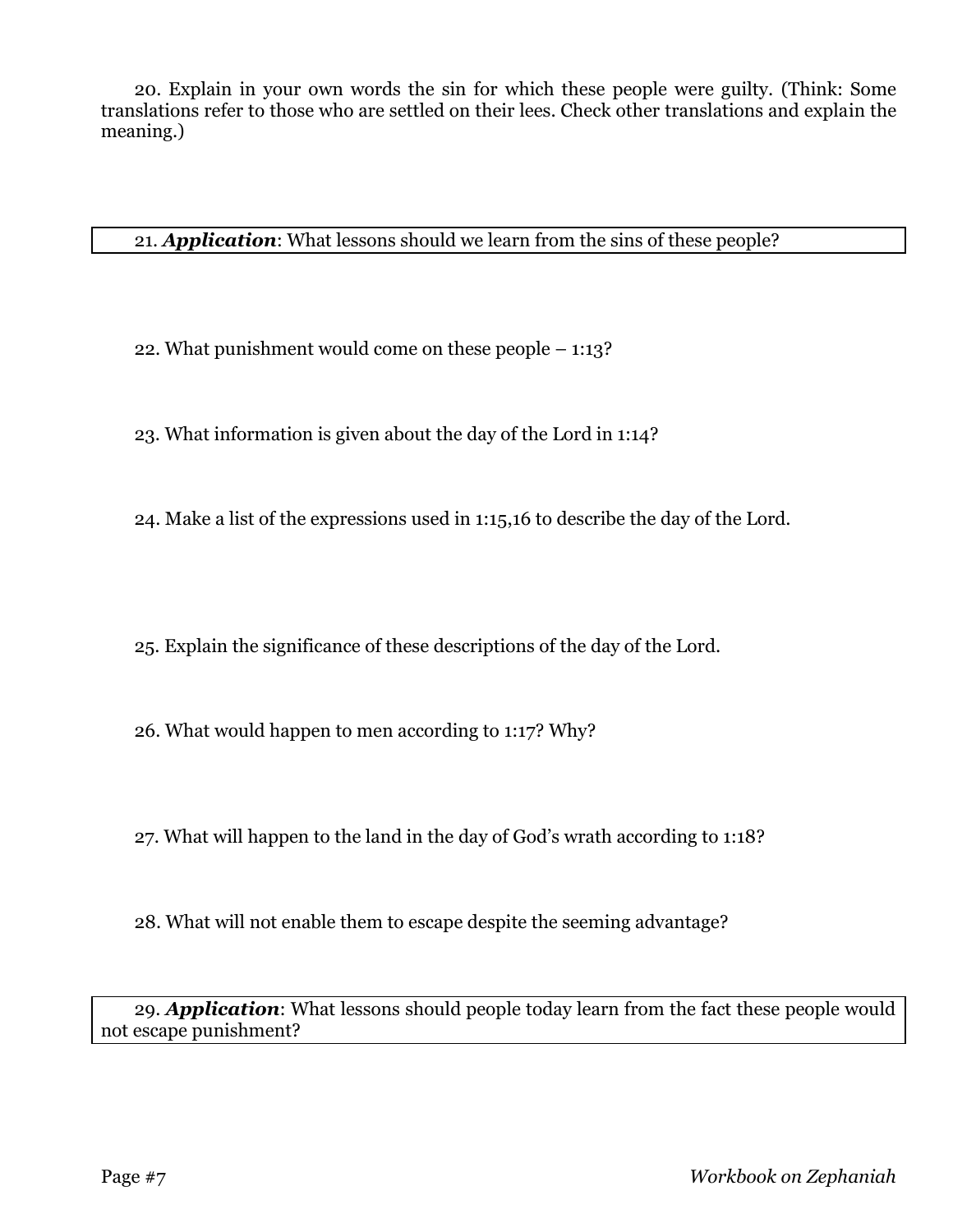20. Explain in your own words the sin for which these people were guilty. (Think: Some translations refer to those who are settled on their lees. Check other translations and explain the meaning.)

21. ***Application***: What lessons should we learn from the sins of these people?

22. What punishment would come on these people – 1:13?

23. What information is given about the day of the Lord in 1:14?

24. Make a list of the expressions used in 1:15,16 to describe the day of the Lord.

25. Explain the significance of these descriptions of the day of the Lord.

26. What would happen to men according to 1:17? Why?

27. What will happen to the land in the day of God's wrath according to 1:18?

28. What will not enable them to escape despite the seeming advantage?

29. ***Application***: What lessons should people today learn from the fact these people would not escape punishment?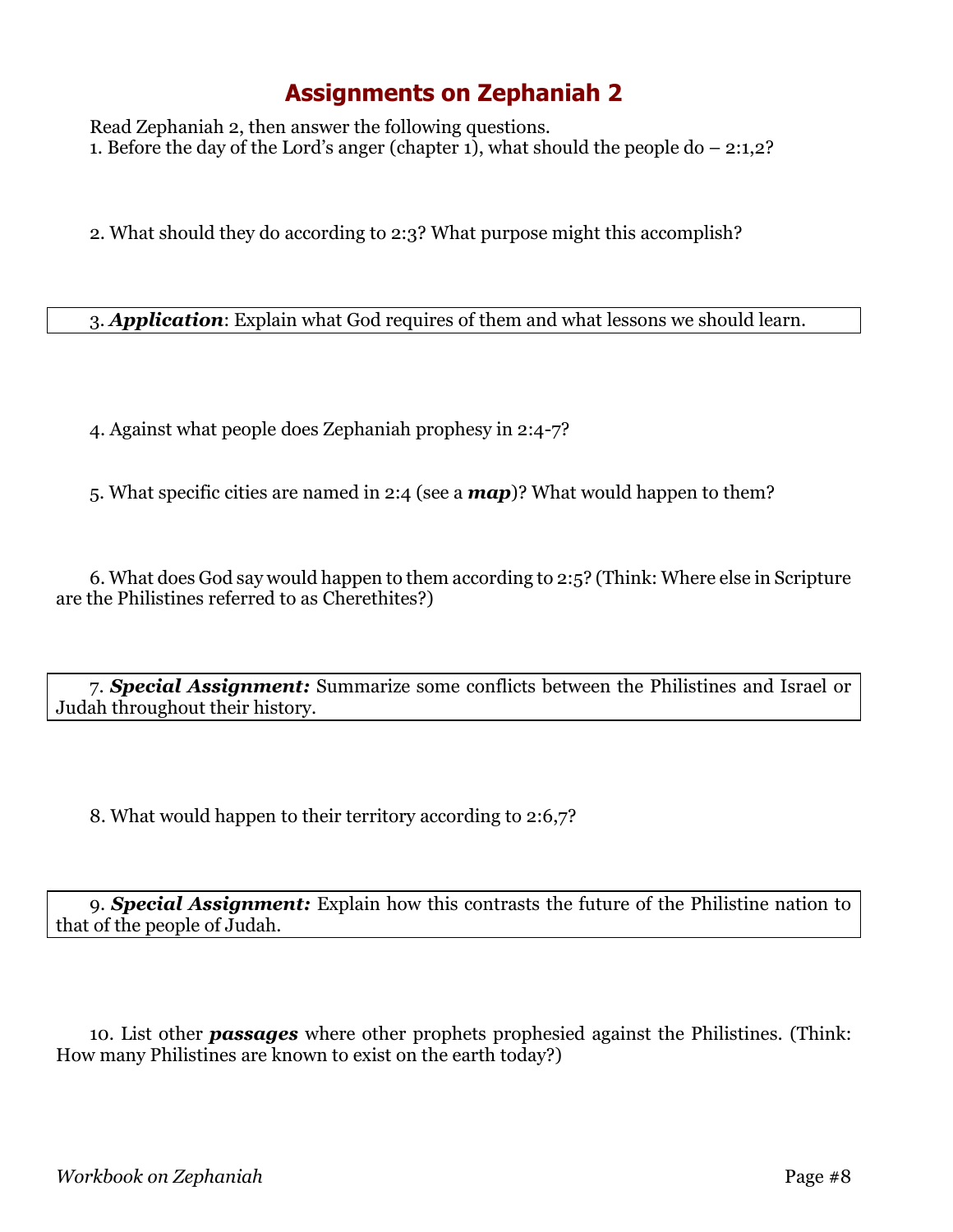# Assignments on Zephaniah 2

Read Zephaniah 2, then answer the following questions.

1. Before the day of the Lord's anger (chapter 1), what should the people do – 2:1,2?

2. What should they do according to 2:3? What purpose might this accomplish?

3. ***Application***: Explain what God requires of them and what lessons we should learn.

4. Against what people does Zephaniah prophesy in 2:4-7?

5. What specific cities are named in 2:4 (see a ***map***)? What would happen to them?

6. What does God say would happen to them according to 2:5? (Think: Where else in Scripture are the Philistines referred to as Cherethites?)

7. ***Special Assignment:*** Summarize some conflicts between the Philistines and Israel or Judah throughout their history.

8. What would happen to their territory according to 2:6,7?

9. ***Special Assignment:*** Explain how this contrasts the future of the Philistine nation to that of the people of Judah.

10. List other ***passages*** where other prophets prophesied against the Philistines. (Think: How many Philistines are known to exist on the earth today?)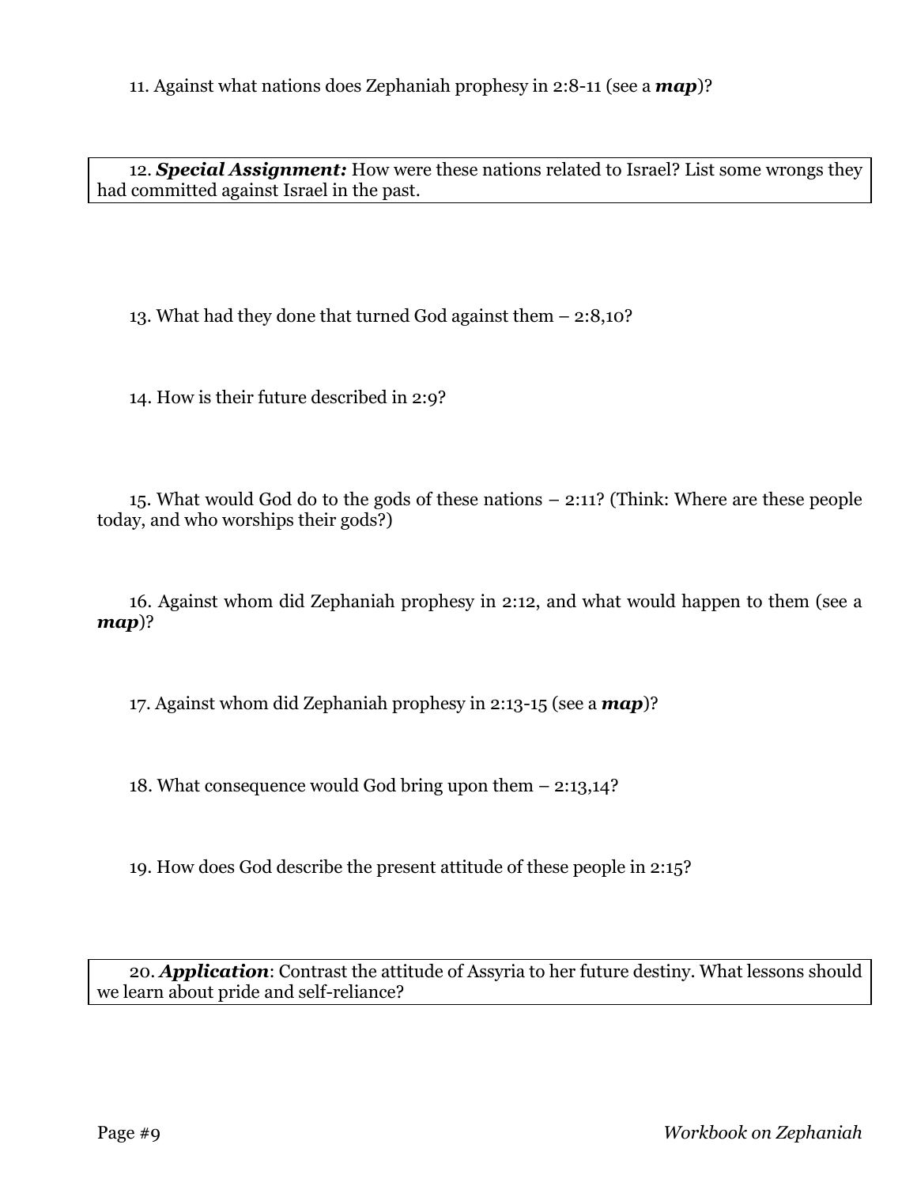11. Against what nations does Zephaniah prophesy in 2:8-11 (see a ***map***)?

12. ***Special Assignment:*** How were these nations related to Israel? List some wrongs they had committed against Israel in the past.

13. What had they done that turned God against them – 2:8,10?

14. How is their future described in 2:9?

15. What would God do to the gods of these nations – 2:11? (Think: Where are these people today, and who worships their gods?)

16. Against whom did Zephaniah prophesy in 2:12, and what would happen to them (see a ***map***)?

17. Against whom did Zephaniah prophesy in 2:13-15 (see a ***map***)?

18. What consequence would God bring upon them – 2:13,14?

19. How does God describe the present attitude of these people in 2:15?

20. ***Application***: Contrast the attitude of Assyria to her future destiny. What lessons should we learn about pride and self-reliance?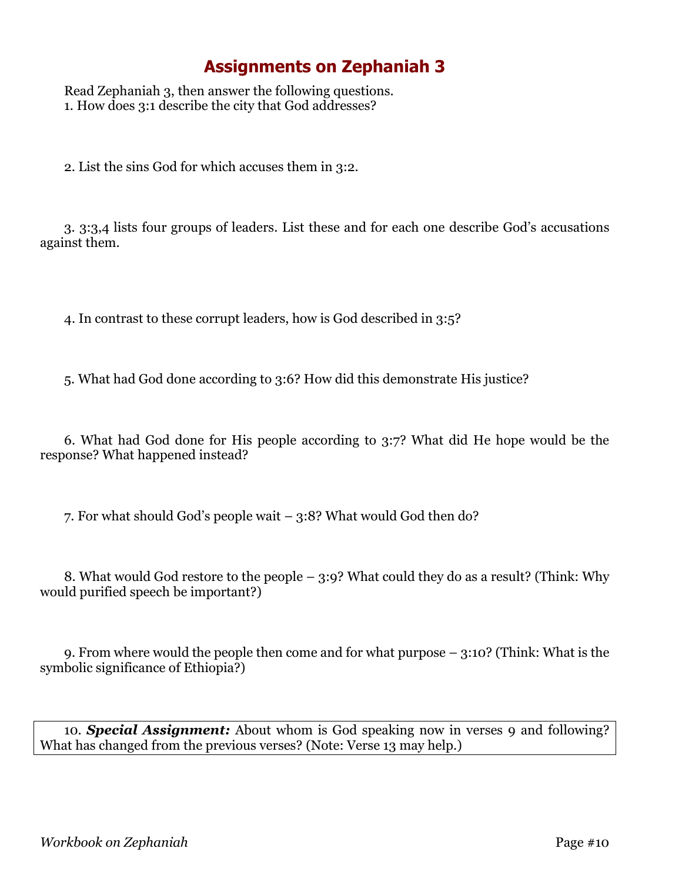# Assignments on Zephaniah 3

Read Zephaniah 3, then answer the following questions.

1. How does 3:1 describe the city that God addresses?

2. List the sins God for which accuses them in 3:2.

3. 3:3,4 lists four groups of leaders. List these and for each one describe God's accusations against them.

4. In contrast to these corrupt leaders, how is God described in 3:5?

5. What had God done according to 3:6? How did this demonstrate His justice?

6. What had God done for His people according to 3:7? What did He hope would be the response? What happened instead?

7. For what should God's people wait – 3:8? What would God then do?

8. What would God restore to the people – 3:9? What could they do as a result? (Think: Why would purified speech be important?)

9. From where would the people then come and for what purpose – 3:10? (Think: What is the symbolic significance of Ethiopia?)

10. ***Special Assignment:*** About whom is God speaking now in verses 9 and following? What has changed from the previous verses? (Note: Verse 13 may help.)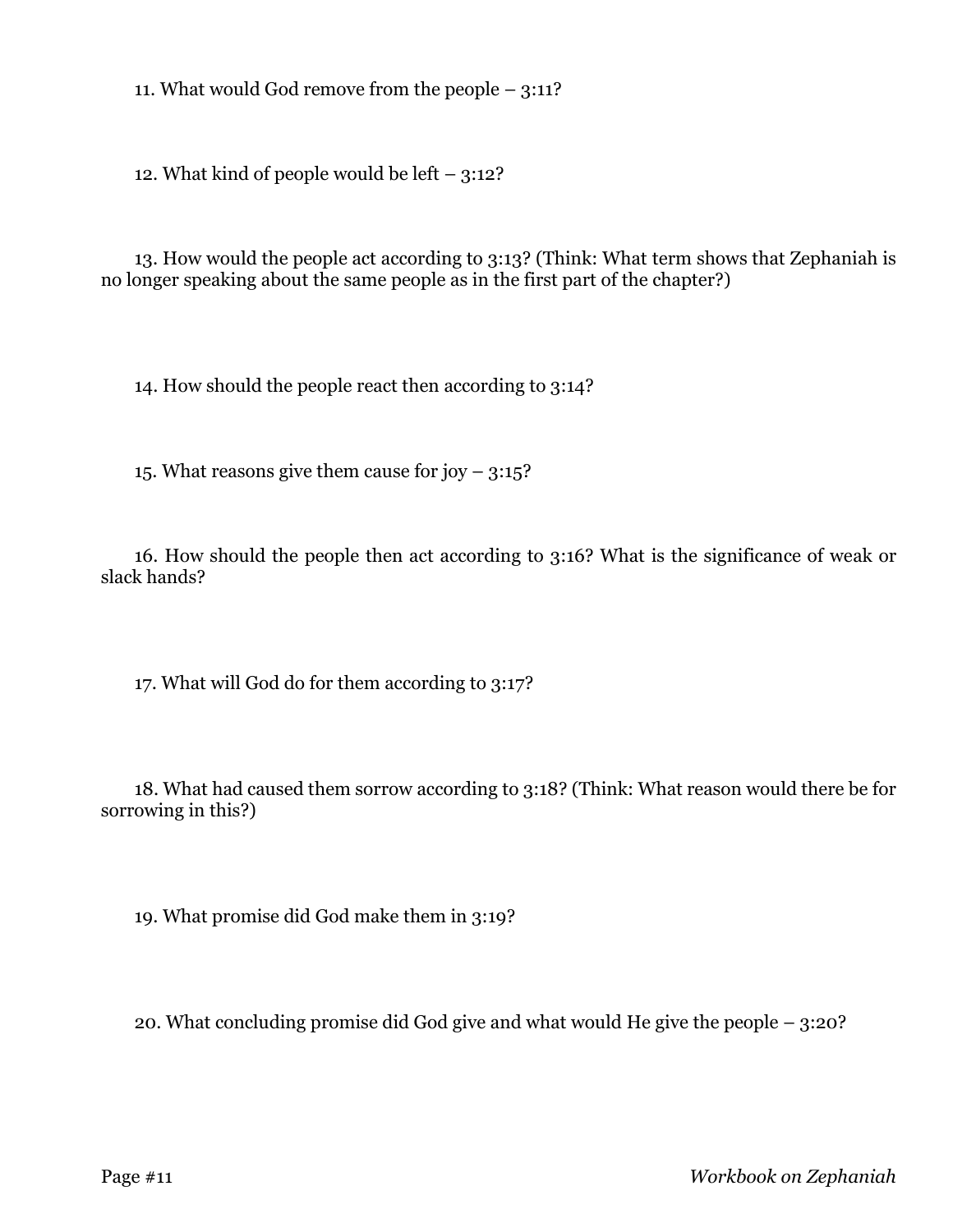11. What would God remove from the people – 3:11?

12. What kind of people would be left – 3:12?

13. How would the people act according to 3:13? (Think: What term shows that Zephaniah is no longer speaking about the same people as in the first part of the chapter?)

14. How should the people react then according to 3:14?

15. What reasons give them cause for joy – 3:15?

16. How should the people then act according to 3:16? What is the significance of weak or slack hands?

17. What will God do for them according to 3:17?

18. What had caused them sorrow according to 3:18? (Think: What reason would there be for sorrowing in this?)

19. What promise did God make them in 3:19?

20. What concluding promise did God give and what would He give the people – 3:20?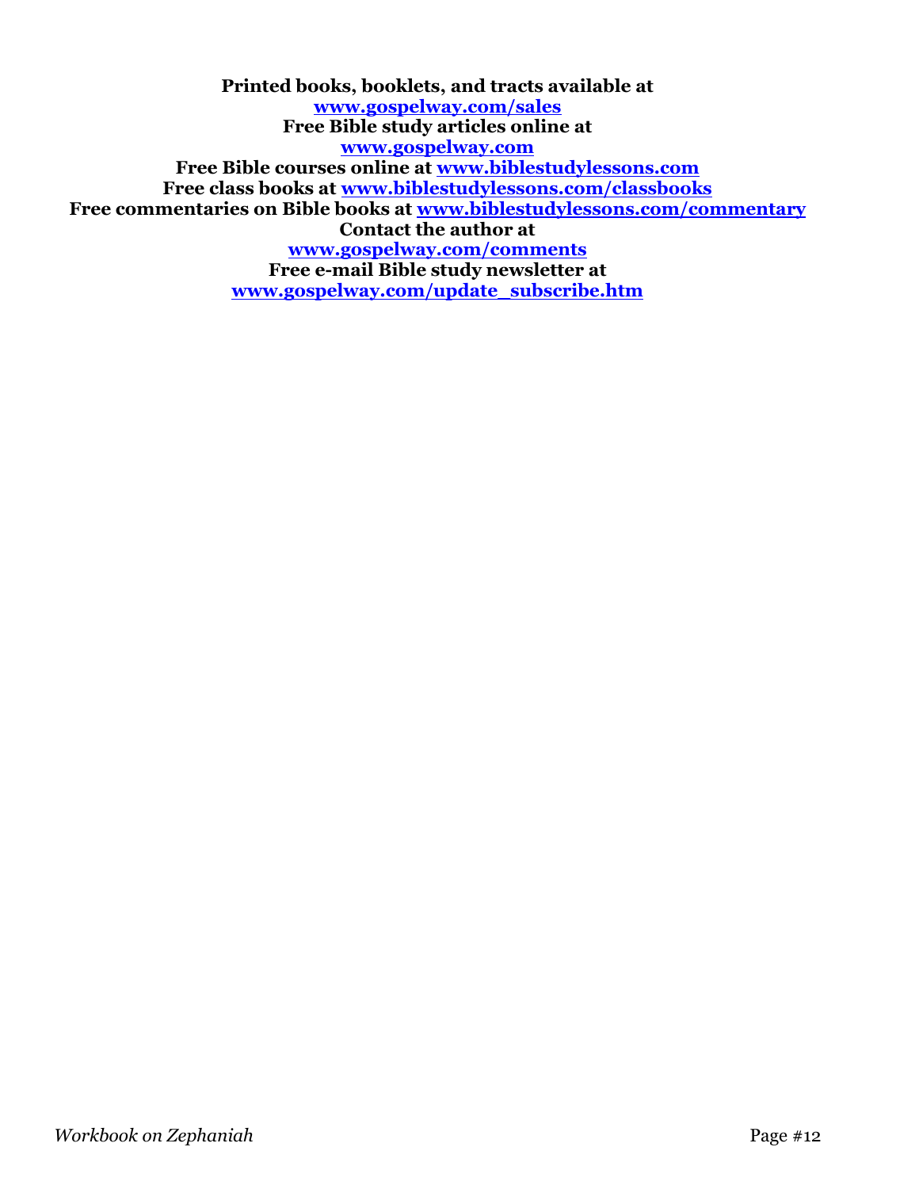**Printed books, booklets, and tracts available at**
**[www.gospelway.com/sales](http://www.gospelway.com/sales)**
**Free Bible study articles online at**
**[www.gospelway.com](http://www.gospelway.com)**
**Free Bible courses online at [www.biblestudylessons.com](http://www.biblestudylessons.com)**
**Free class books at [www.biblestudylessons.com/classbooks](http://www.biblestudylessons.com/classbooks)**
**Free commentaries on Bible books at [www.biblestudylessons.com/commentary](http://www.biblestudylessons.com/commentary)**
**Contact the author at**
**[www.gospelway.com/comments](http://www.gospelway.com/comments)**
**Free e-mail Bible study newsletter at**
**[www.gospelway.com/update_subscribe.htm](http://www.gospelway.com/update_subscribe.htm)**